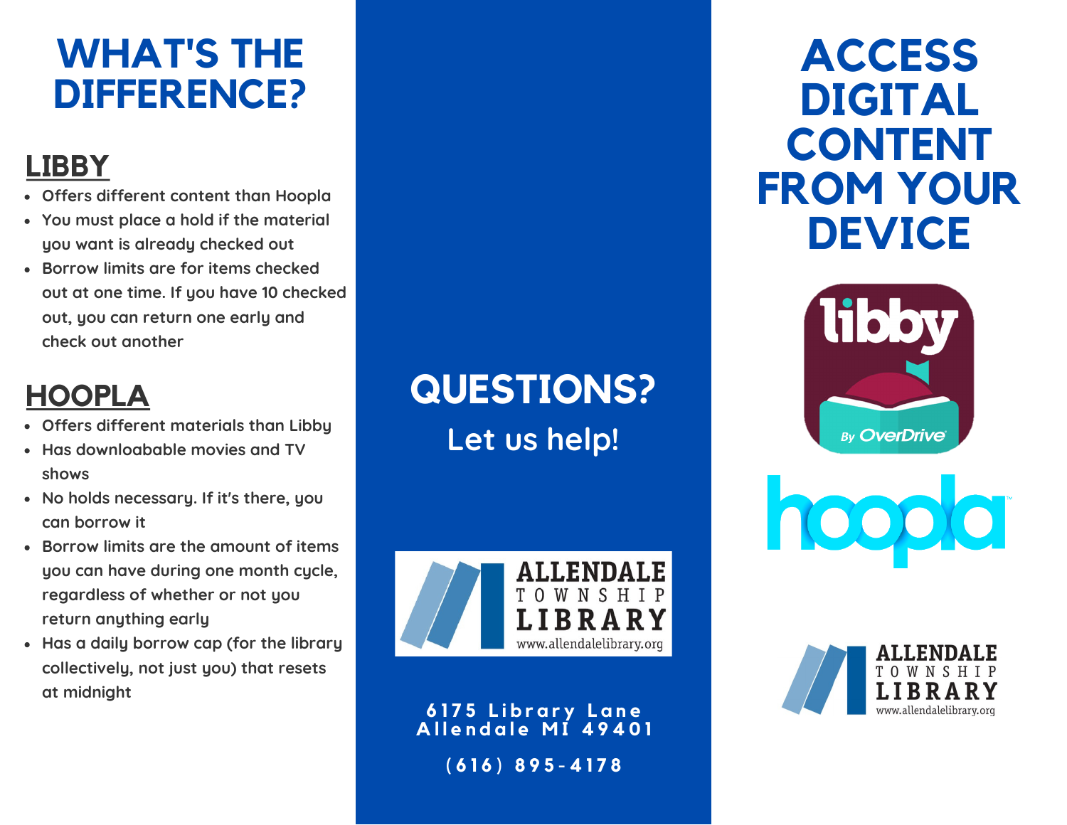# WHAT'S THE DIFFERENCE?

## LIBBY

- Offers different content than Hoopla
- You must place a hold if the material you want is already checked out
- Borrow limits are for items checked out at one time. If you have 10 checked out, you can return one early and check out another

## HOOPLA

- Offers different materials than Libby
- Has downloadable movies and TV shows
- No holds necessary. If it's there, you can borrow it
- Borrow limits are the amount of items you can have during one month cycle, regardless of whether or not you return anything early
- Has a daily borrow cap (for the library collectively, not just you) that resets at midnight

# QUESTIONS?

## Let us help!

ALLENDALE TOWNSHIP LIBRARY
www.allendalelibrary.org

6175 Library Lane
Allendale MI 49401

(616) 895-4178

# ACCESS DIGITAL CONTENT FROM YOUR DEVICE

libby By OverDrive

hoopla

ALLENDALE TOWNSHIP LIBRARY
www.allendalelibrary.org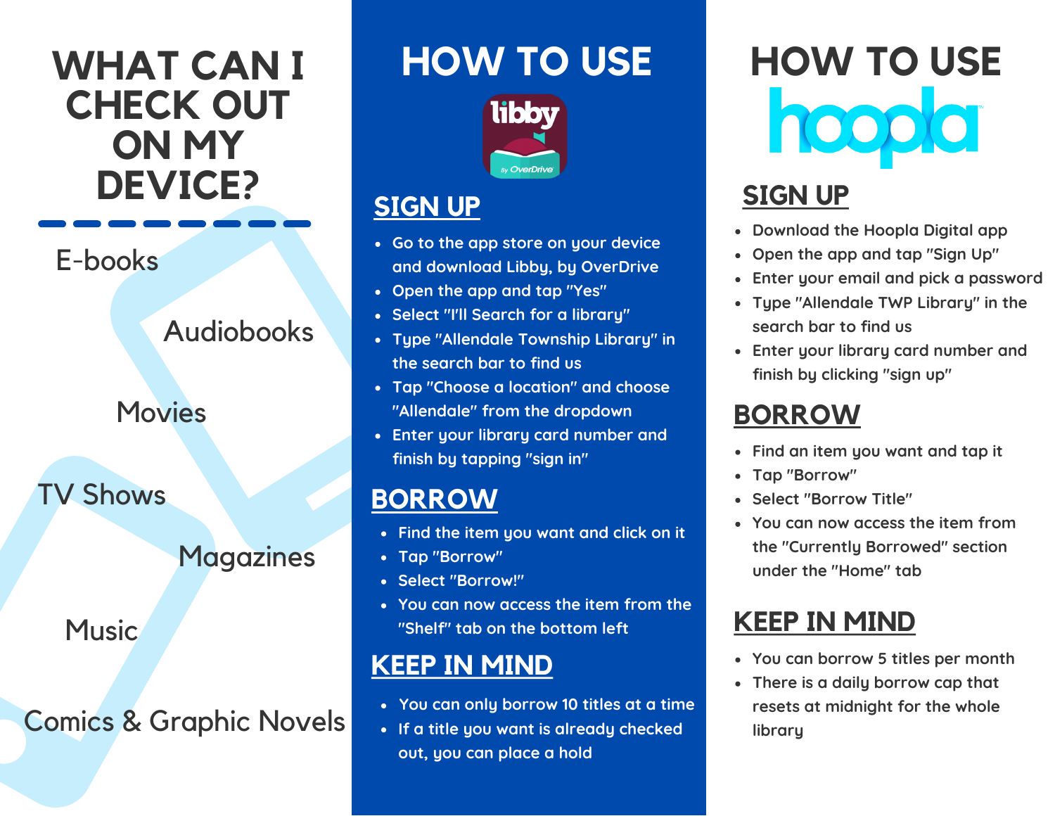# WHAT CAN I CHECK OUT ON MY DEVICE?

- E-books
- Audiobooks
- Movies
- TV Shows
- Magazines
- Music
- Comics & Graphic Novels

# HOW TO USE libby

libby By OverDrive

## SIGN UP

- Go to the app store on your device and download Libby, by OverDrive
- Open the app and tap "Yes"
- Select "I'll Search for a library"
- Type "Allendale Township Library" in the search bar to find us
- Tap "Choose a location" and choose "Allendale" from the dropdown
- Enter your library card number and finish by tapping "sign in"

## BORROW

- Find the item you want and click on it
- Tap "Borrow"
- Select "Borrow!"
- You can now access the item from the "Shelf" tab on the bottom left

## KEEP IN MIND

- You can only borrow 10 titles at a time
- If a title you want is already checked out, you can place a hold

# HOW TO USE hoopla

## SIGN UP

- Download the Hoopla Digital app
- Open the app and tap "Sign Up"
- Enter your email and pick a password
- Type "Allendale TWP Library" in the search bar to find us
- Enter your library card number and finish by clicking "sign up"

## BORROW

- Find an item you want and tap it
- Tap "Borrow"
- Select "Borrow Title"
- You can now access the item from the "Currently Borrowed" section under the "Home" tab

## KEEP IN MIND

- You can borrow 5 titles per month
- There is a daily borrow cap that resets at midnight for the whole library